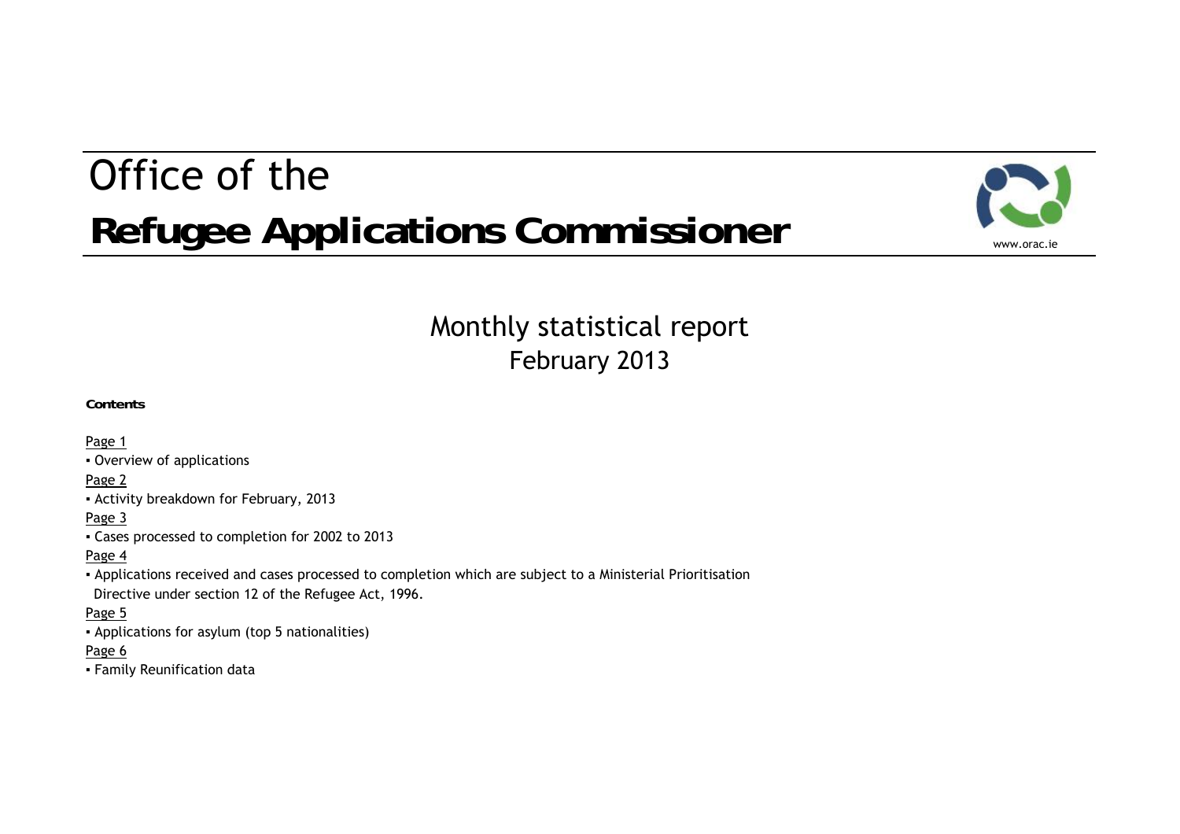# Office of the
# **Refugee Applications Commissioner**

www.orac.ie

## Monthly statistical report
## February 2013

**Contents**

Page 1

▪ Overview of applications

Page 2

▪ Activity breakdown for February, 2013

Page 3

▪ Cases processed to completion for 2002 to 2013

Page 4

▪ Applications received and cases processed to completion which are subject to a Ministerial Prioritisation Directive under section 12 of the Refugee Act, 1996.

Page 5

▪ Applications for asylum (top 5 nationalities)

Page 6

▪ Family Reunification data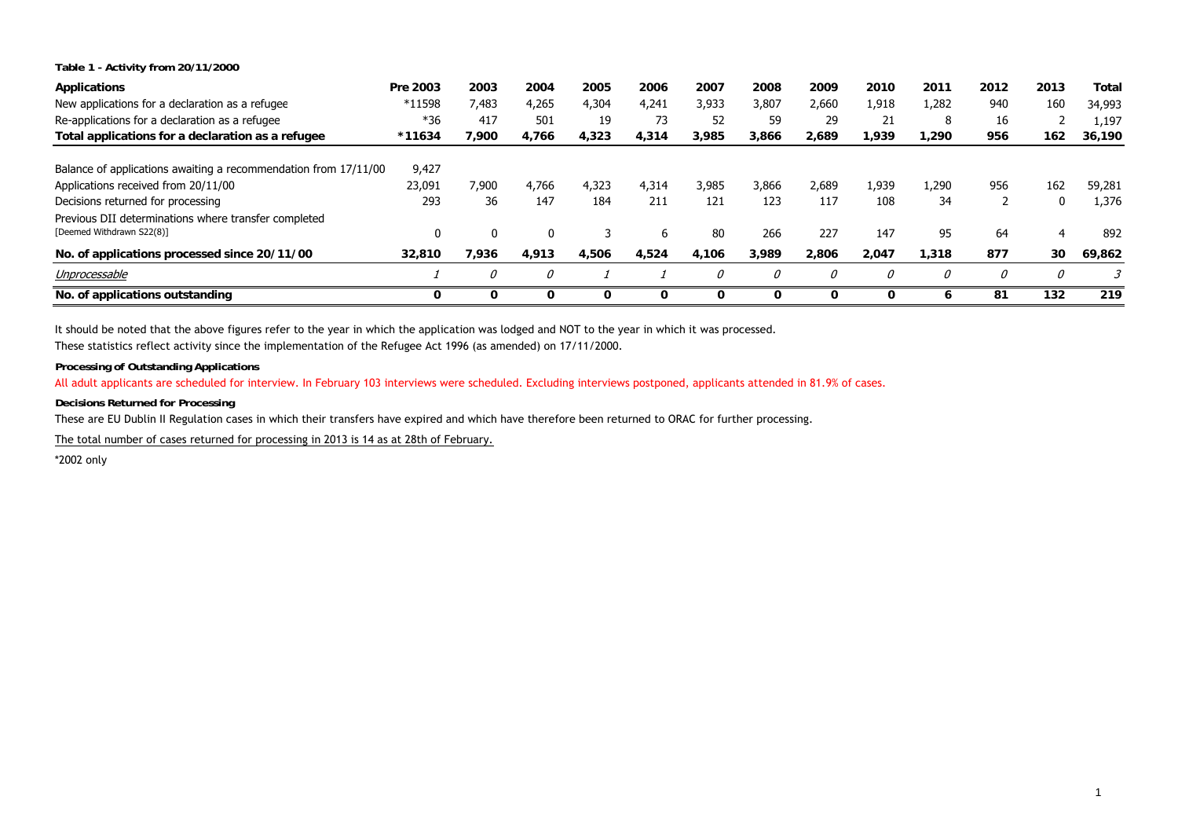**Table 1 - Activity from 20/11/2000**

| Applications | Pre 2003 | 2003 | 2004 | 2005 | 2006 | 2007 | 2008 | 2009 | 2010 | 2011 | 2012 | 2013 | Total |
|---|---|---|---|---|---|---|---|---|---|---|---|---|---|
| New applications for a declaration as a refugee | *11598 | 7,483 | 4,265 | 4,304 | 4,241 | 3,933 | 3,807 | 2,660 | 1,918 | 1,282 | 940 | 160 | 34,993 |
| Re-applications for a declaration as a refugee | *36 | 417 | 501 | 19 | 73 | 52 | 59 | 29 | 21 | 8 | 16 | 2 | 1,197 |
| **Total applications for a declaration as a refugee** | ***11634** | **7,900** | **4,766** | **4,323** | **4,314** | **3,985** | **3,866** | **2,689** | **1,939** | **1,290** | **956** | **162** | **36,190** |
| | | | | | | | | | | | | | |
| Balance of applications awaiting a recommendation from 17/11/00 | 9,427 | | | | | | | | | | | | |
| Applications received from 20/11/00 | 23,091 | 7,900 | 4,766 | 4,323 | 4,314 | 3,985 | 3,866 | 2,689 | 1,939 | 1,290 | 956 | 162 | 59,281 |
| Decisions returned for processing | 293 | 36 | 147 | 184 | 211 | 121 | 123 | 117 | 108 | 34 | 2 | 0 | 1,376 |
| Previous DII determinations where transfer completed [Deemed Withdrawn S22(8)] | 0 | 0 | 0 | 3 | 6 | 80 | 266 | 227 | 147 | 95 | 64 | 4 | 892 |
| **No. of applications processed since 20/11/00** | **32,810** | **7,936** | **4,913** | **4,506** | **4,524** | **4,106** | **3,989** | **2,806** | **2,047** | **1,318** | **877** | **30** | **69,862** |
| *Unprocessable* | *1* | *0* | *0* | *1* | *1* | *0* | *0* | *0* | *0* | *0* | *0* | *0* | *3* |
| **No. of applications outstanding** | **0** | **0** | **0** | **0** | **0** | **0** | **0** | **0** | **0** | **6** | **81** | **132** | **219** |

It should be noted that the above figures refer to the year in which the application was lodged and NOT to the year in which it was processed.

These statistics reflect activity since the implementation of the Refugee Act 1996 (as amended) on 17/11/2000.

**Processing of Outstanding Applications**

All adult applicants are scheduled for interview. In February 103 interviews were scheduled. Excluding interviews postponed, applicants attended in 81.9% of cases.

**Decisions Returned for Processing**

These are EU Dublin II Regulation cases in which their transfers have expired and which have therefore been returned to ORAC for further processing.

The total number of cases returned for processing in 2013 is 14 as at 28th of February.

*2002 only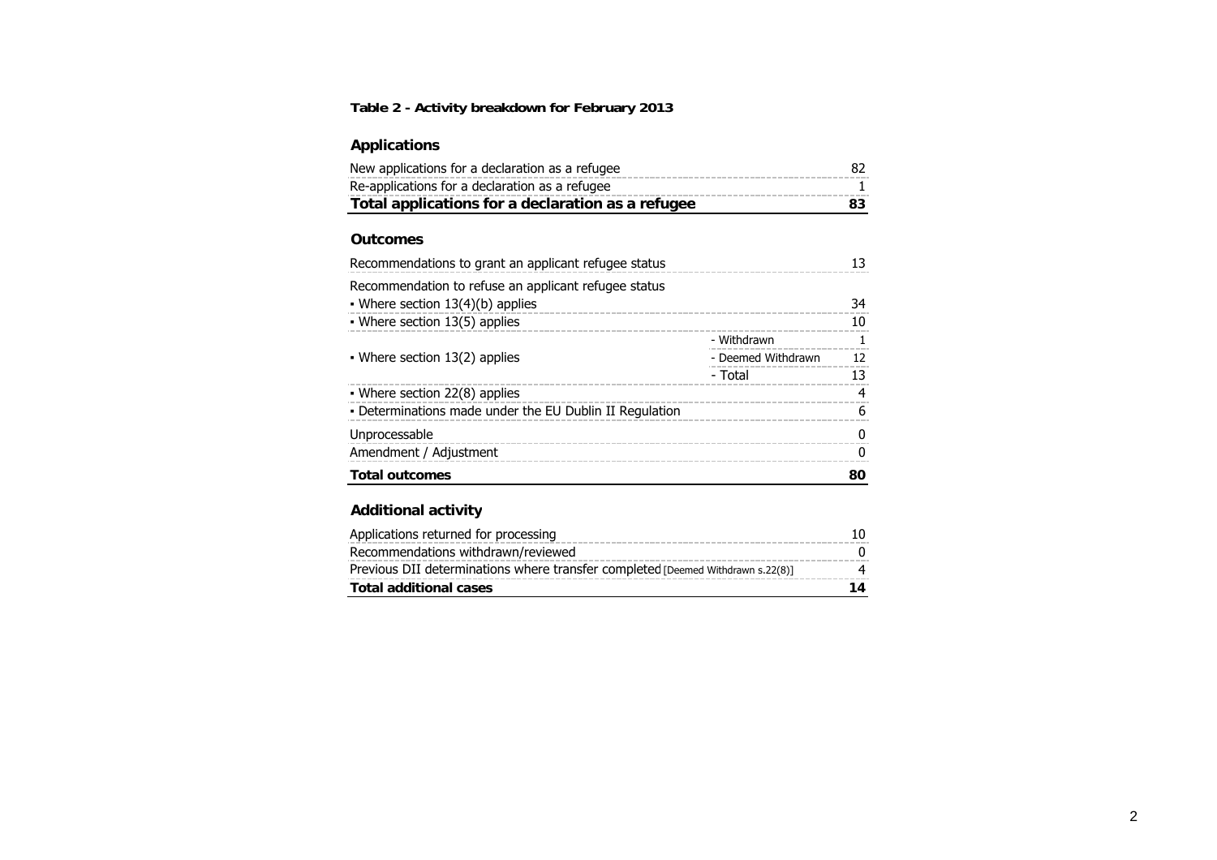**Table 2 - Activity breakdown for February 2013**

## Applications

| | |
|---|---|
| New applications for a declaration as a refugee | 82 |
| Re-applications for a declaration as a refugee | 1 |
| **Total applications for a declaration as a refugee** | **83** |

## Outcomes

| | | |
|---|---|---|
| Recommendations to grant an applicant refugee status | | 13 |
| Recommendation to refuse an applicant refugee status | | |
| ▪ Where section 13(4)(b) applies | | 34 |
| ▪ Where section 13(5) applies | | 10 |
| ▪ Where section 13(2) applies | - Withdrawn | 1 |
| | - Deemed Withdrawn | 12 |
| | - Total | 13 |
| ▪ Where section 22(8) applies | | 4 |
| ▪ Determinations made under the EU Dublin II Regulation | | 6 |
| Unprocessable | | 0 |
| Amendment / Adjustment | | 0 |
| **Total outcomes** | | **80** |

## Additional activity

| | |
|---|---|
| Applications returned for processing | 10 |
| Recommendations withdrawn/reviewed | 0 |
| Previous DII determinations where transfer completed [Deemed Withdrawn s.22(8)] | 4 |
| **Total additional cases** | **14** |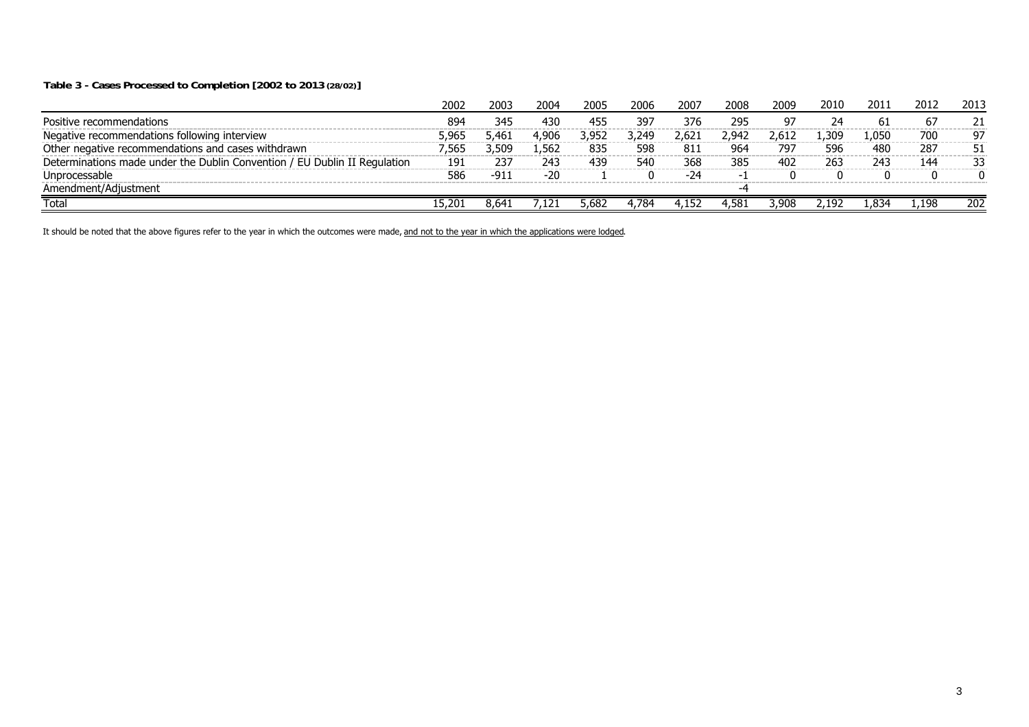**Table 3 - Cases Processed to Completion [2002 to 2013 (28/02)]**

| | 2002 | 2003 | 2004 | 2005 | 2006 | 2007 | 2008 | 2009 | 2010 | 2011 | 2012 | 2013 |
|---|---|---|---|---|---|---|---|---|---|---|---|---|
| Positive recommendations | 894 | 345 | 430 | 455 | 397 | 376 | 295 | 97 | 24 | 61 | 67 | 21 |
| Negative recommendations following interview | 5,965 | 5,461 | 4,906 | 3,952 | 3,249 | 2,621 | 2,942 | 2,612 | 1,309 | 1,050 | 700 | 97 |
| Other negative recommendations and cases withdrawn | 7,565 | 3,509 | 1,562 | 835 | 598 | 811 | 964 | 797 | 596 | 480 | 287 | 51 |
| Determinations made under the Dublin Convention / EU Dublin II Regulation | 191 | 237 | 243 | 439 | 540 | 368 | 385 | 402 | 263 | 243 | 144 | 33 |
| Unprocessable | 586 | -911 | -20 | 1 | 0 | -24 | -1 | 0 | 0 | 0 | 0 | 0 |
| Amendment/Adjustment | | | | | | | -4 | | | | | |
| Total | 15,201 | 8,641 | 7,121 | 5,682 | 4,784 | 4,152 | 4,581 | 3,908 | 2,192 | 1,834 | 1,198 | 202 |

It should be noted that the above figures refer to the year in which the outcomes were made, and not to the year in which the applications were lodged.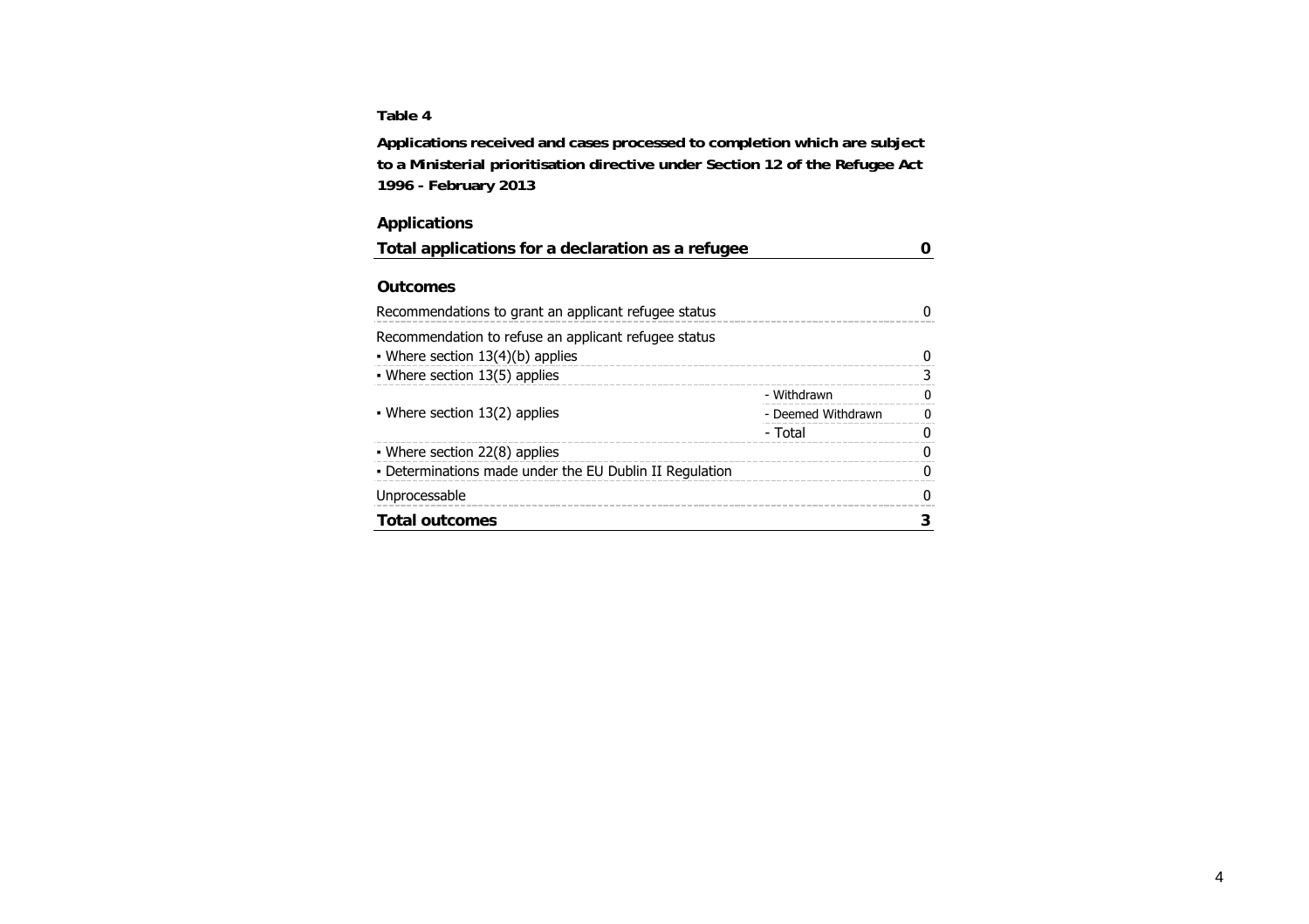**Table 4**

**Applications received and cases processed to completion which are subject to a Ministerial prioritisation directive under Section 12 of the Refugee Act 1996 - February 2013**

**Applications**

| **Total applications for a declaration as a refugee** | | **0** |
|---|---|---|

**Outcomes**

| | | |
|---|---|---|
| Recommendations to grant an applicant refugee status | | 0 |
| Recommendation to refuse an applicant refugee status | | |
| ▪ Where section 13(4)(b) applies | | 0 |
| ▪ Where section 13(5) applies | | 3 |
| ▪ Where section 13(2) applies | - Withdrawn | 0 |
| | - Deemed Withdrawn | 0 |
| | - Total | 0 |
| ▪ Where section 22(8) applies | | 0 |
| ▪ Determinations made under the EU Dublin II Regulation | | 0 |
| Unprocessable | | 0 |
| **Total outcomes** | | **3** |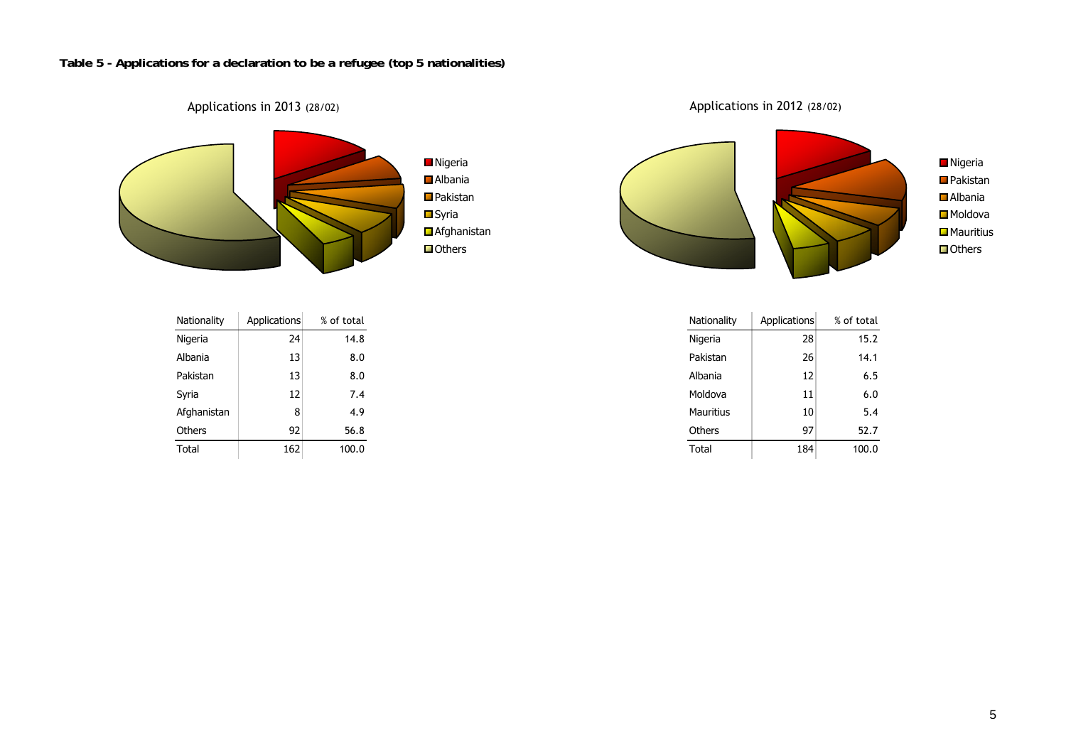**Table 5 - Applications for a declaration to be a refugee (top 5 nationalities)**

Applications in 2013 (28/02)

| Nationality | Applications | % of total |
|---|---|---|
| Nigeria | 24 | 14.8 |
| Albania | 13 | 8.0 |
| Pakistan | 13 | 8.0 |
| Syria | 12 | 7.4 |
| Afghanistan | 8 | 4.9 |
| Others | 92 | 56.8 |
| Total | 162 | 100.0 |

Applications in 2012 (28/02)

| Nationality | Applications | % of total |
|---|---|---|
| Nigeria | 28 | 15.2 |
| Pakistan | 26 | 14.1 |
| Albania | 12 | 6.5 |
| Moldova | 11 | 6.0 |
| Mauritius | 10 | 5.4 |
| Others | 97 | 52.7 |
| Total | 184 | 100.0 |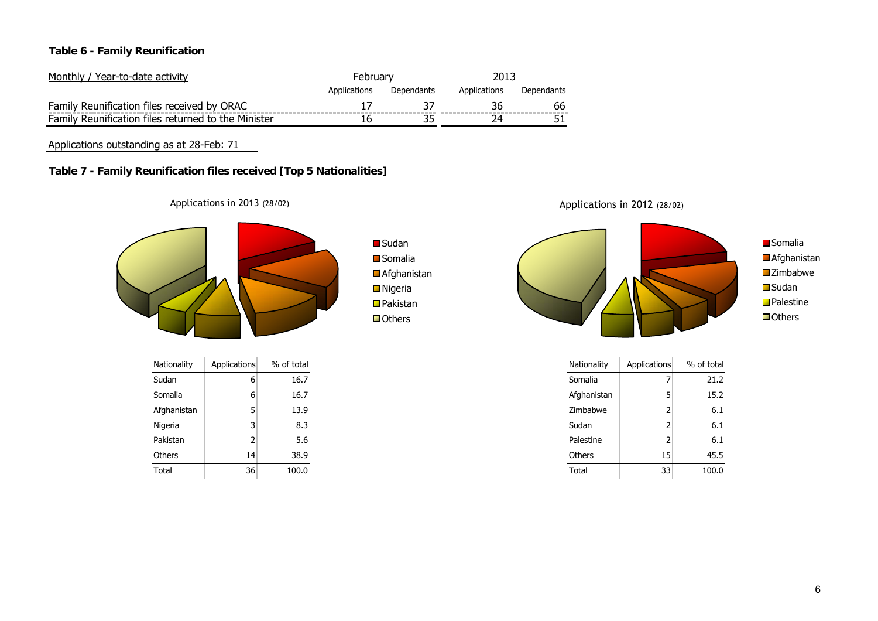### Table 6 - Family Reunification

| Monthly / Year-to-date activity | February | | 2013 | |
|---|---|---|---|---|
| | Applications | Dependants | Applications | Dependants |
| Family Reunification files received by ORAC | 17 | 37 | 36 | 66 |
| Family Reunification files returned to the Minister | 16 | 35 | 24 | 51 |

Applications outstanding as at 28-Feb: 71

### Table 7 - Family Reunification files received [Top 5 Nationalities]

Applications in 2013 (28/02)

Sudan
Somalia
Afghanistan
Nigeria
Pakistan
Others

| Nationality | Applications | % of total |
|---|---|---|
| Sudan | 6 | 16.7 |
| Somalia | 6 | 16.7 |
| Afghanistan | 5 | 13.9 |
| Nigeria | 3 | 8.3 |
| Pakistan | 2 | 5.6 |
| Others | 14 | 38.9 |
| Total | 36 | 100.0 |

Applications in 2012 (28/02)

Somalia
Afghanistan
Zimbabwe
Sudan
Palestine
Others

| Nationality | Applications | % of total |
|---|---|---|
| Somalia | 7 | 21.2 |
| Afghanistan | 5 | 15.2 |
| Zimbabwe | 2 | 6.1 |
| Sudan | 2 | 6.1 |
| Palestine | 2 | 6.1 |
| Others | 15 | 45.5 |
| Total | 33 | 100.0 |